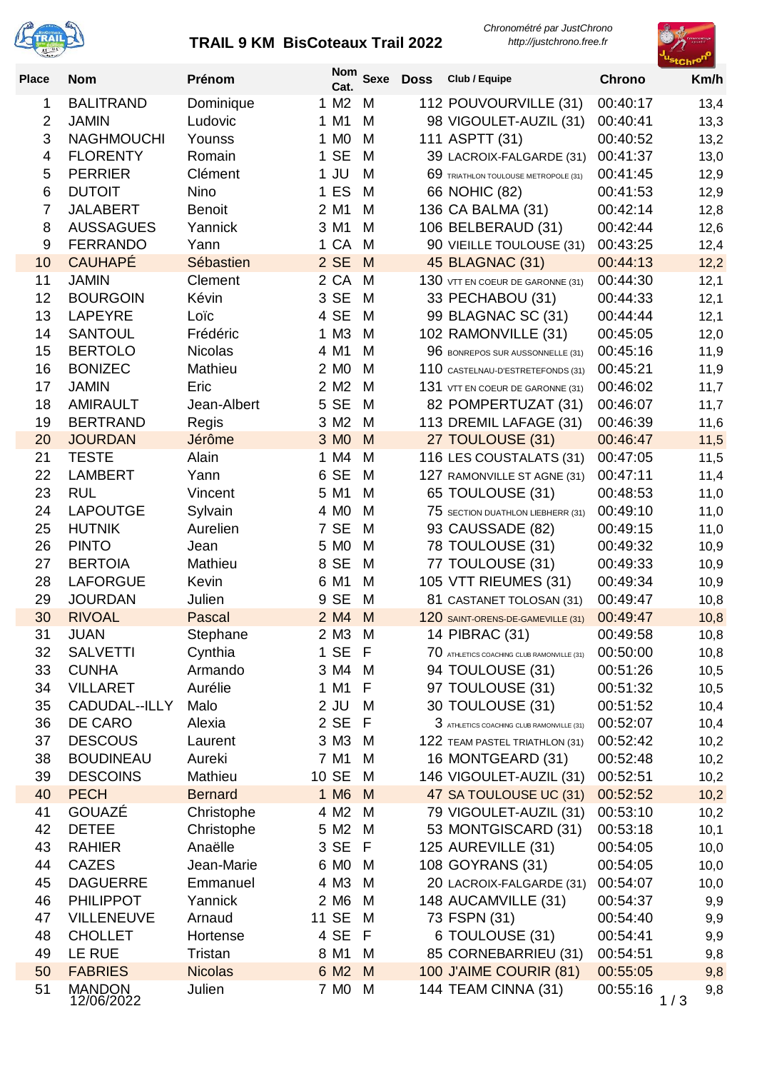# TRAIL 9 KM BisCoteaux Trail 2022

*Chronométré par JustChrono*
*http://justchrono.free.fr*

| Place | Nom | Prénom | Nom Cat. | | Sexe | Doss | Club / Equipe | Chrono | Km/h |
|---|---|---|---|---|---|---|---|---|---|
| 1 | BALITRAND | Dominique | 1 | M2 | M | 112 | POUVOURVILLE (31) | 00:40:17 | 13,4 |
| 2 | JAMIN | Ludovic | 1 | M1 | M | 98 | VIGOULET-AUZIL (31) | 00:40:41 | 13,3 |
| 3 | NAGHMOUCHI | Younss | 1 | M0 | M | 111 | ASPTT (31) | 00:40:52 | 13,2 |
| 4 | FLORENTY | Romain | 1 | SE | M | 39 | LACROIX-FALGARDE (31) | 00:41:37 | 13,0 |
| 5 | PERRIER | Clément | 1 | JU | M | 69 | TRIATHLON TOULOUSE METROPOLE (31) | 00:41:45 | 12,9 |
| 6 | DUTOIT | Nino | 1 | ES | M | 66 | NOHIC (82) | 00:41:53 | 12,9 |
| 7 | JALABERT | Benoit | 2 | M1 | M | 136 | CA BALMA (31) | 00:42:14 | 12,8 |
| 8 | AUSSAGUES | Yannick | 3 | M1 | M | 106 | BELBERAUD (31) | 00:42:44 | 12,6 |
| 9 | FERRANDO | Yann | 1 | CA | M | 90 | VIEILLE TOULOUSE (31) | 00:43:25 | 12,4 |
| 10 | CAUHAPÉ | Sébastien | 2 | SE | M | 45 | BLAGNAC (31) | 00:44:13 | 12,2 |
| 11 | JAMIN | Clement | 2 | CA | M | 130 | VTT EN COEUR DE GARONNE (31) | 00:44:30 | 12,1 |
| 12 | BOURGOIN | Kévin | 3 | SE | M | 33 | PECHABOU (31) | 00:44:33 | 12,1 |
| 13 | LAPEYRE | Loïc | 4 | SE | M | 99 | BLAGNAC SC (31) | 00:44:44 | 12,1 |
| 14 | SANTOUL | Frédéric | 1 | M3 | M | 102 | RAMONVILLE (31) | 00:45:05 | 12,0 |
| 15 | BERTOLO | Nicolas | 4 | M1 | M | 96 | BONREPOS SUR AUSSONNELLE (31) | 00:45:16 | 11,9 |
| 16 | BONIZEC | Mathieu | 2 | M0 | M | 110 | CASTELNAU-D'ESTRETEFONDS (31) | 00:45:21 | 11,9 |
| 17 | JAMIN | Eric | 2 | M2 | M | 131 | VTT EN COEUR DE GARONNE (31) | 00:46:02 | 11,7 |
| 18 | AMIRAULT | Jean-Albert | 5 | SE | M | 82 | POMPERTUZAT (31) | 00:46:07 | 11,7 |
| 19 | BERTRAND | Regis | 3 | M2 | M | 113 | DREMIL LAFAGE (31) | 00:46:39 | 11,6 |
| 20 | JOURDAN | Jérôme | 3 | M0 | M | 27 | TOULOUSE (31) | 00:46:47 | 11,5 |
| 21 | TESTE | Alain | 1 | M4 | M | 116 | LES COUSTALATS (31) | 00:47:05 | 11,5 |
| 22 | LAMBERT | Yann | 6 | SE | M | 127 | RAMONVILLE ST AGNE (31) | 00:47:11 | 11,4 |
| 23 | RUL | Vincent | 5 | M1 | M | 65 | TOULOUSE (31) | 00:48:53 | 11,0 |
| 24 | LAPOUTGE | Sylvain | 4 | M0 | M | 75 | SECTION DUATHLON LIEBHERR (31) | 00:49:10 | 11,0 |
| 25 | HUTNIK | Aurelien | 7 | SE | M | 93 | CAUSSADE (82) | 00:49:15 | 11,0 |
| 26 | PINTO | Jean | 5 | M0 | M | 78 | TOULOUSE (31) | 00:49:32 | 10,9 |
| 27 | BERTOIA | Mathieu | 8 | SE | M | 77 | TOULOUSE (31) | 00:49:33 | 10,9 |
| 28 | LAFORGUE | Kevin | 6 | M1 | M | 105 | VTT RIEUMES (31) | 00:49:34 | 10,9 |
| 29 | JOURDAN | Julien | 9 | SE | M | 81 | CASTANET TOLOSAN (31) | 00:49:47 | 10,8 |
| 30 | RIVOAL | Pascal | 2 | M4 | M | 120 | SAINT-ORENS-DE-GAMEVILLE (31) | 00:49:47 | 10,8 |
| 31 | JUAN | Stephane | 2 | M3 | M | 14 | PIBRAC (31) | 00:49:58 | 10,8 |
| 32 | SALVETTI | Cynthia | 1 | SE | F | 70 | ATHLETICS COACHING CLUB RAMONVILLE (31) | 00:50:00 | 10,8 |
| 33 | CUNHA | Armando | 3 | M4 | M | 94 | TOULOUSE (31) | 00:51:26 | 10,5 |
| 34 | VILLARET | Aurélie | 1 | M1 | F | 97 | TOULOUSE (31) | 00:51:32 | 10,5 |
| 35 | CADUDAL--ILLY | Malo | 2 | JU | M | 30 | TOULOUSE (31) | 00:51:52 | 10,4 |
| 36 | DE CARO | Alexia | 2 | SE | F | 3 | ATHLETICS COACHING CLUB RAMONVILLE (31) | 00:52:07 | 10,4 |
| 37 | DESCOUS | Laurent | 3 | M3 | M | 122 | TEAM PASTEL TRIATHLON (31) | 00:52:42 | 10,2 |
| 38 | BOUDINEAU | Aureki | 7 | M1 | M | 16 | MONTGEARD (31) | 00:52:48 | 10,2 |
| 39 | DESCOINS | Mathieu | 10 | SE | M | 146 | VIGOULET-AUZIL (31) | 00:52:51 | 10,2 |
| 40 | PECH | Bernard | 1 | M6 | M | 47 | SA TOULOUSE UC (31) | 00:52:52 | 10,2 |
| 41 | GOUAZÉ | Christophe | 4 | M2 | M | 79 | VIGOULET-AUZIL (31) | 00:53:10 | 10,2 |
| 42 | DETEE | Christophe | 5 | M2 | M | 53 | MONTGISCARD (31) | 00:53:18 | 10,1 |
| 43 | RAHIER | Anaëlle | 3 | SE | F | 125 | AUREVILLE (31) | 00:54:05 | 10,0 |
| 44 | CAZES | Jean-Marie | 6 | M0 | M | 108 | GOYRANS (31) | 00:54:05 | 10,0 |
| 45 | DAGUERRE | Emmanuel | 4 | M3 | M | 20 | LACROIX-FALGARDE (31) | 00:54:07 | 10,0 |
| 46 | PHILIPPOT | Yannick | 2 | M6 | M | 148 | AUCAMVILLE (31) | 00:54:37 | 9,9 |
| 47 | VILLENEUVE | Arnaud | 11 | SE | M | 73 | FSPN (31) | 00:54:40 | 9,9 |
| 48 | CHOLLET | Hortense | 4 | SE | F | 6 | TOULOUSE (31) | 00:54:41 | 9,9 |
| 49 | LE RUE | Tristan | 8 | M1 | M | 85 | CORNEBARRIEU (31) | 00:54:51 | 9,8 |
| 50 | FABRIES | Nicolas | 6 | M2 | M | 100 | J'AIME COURIR (81) | 00:55:05 | 9,8 |
| 51 | MANDON | Julien | 7 | M0 | M | 144 | TEAM CINNA (31) | 00:55:16 | 9,8 |

12/06/2022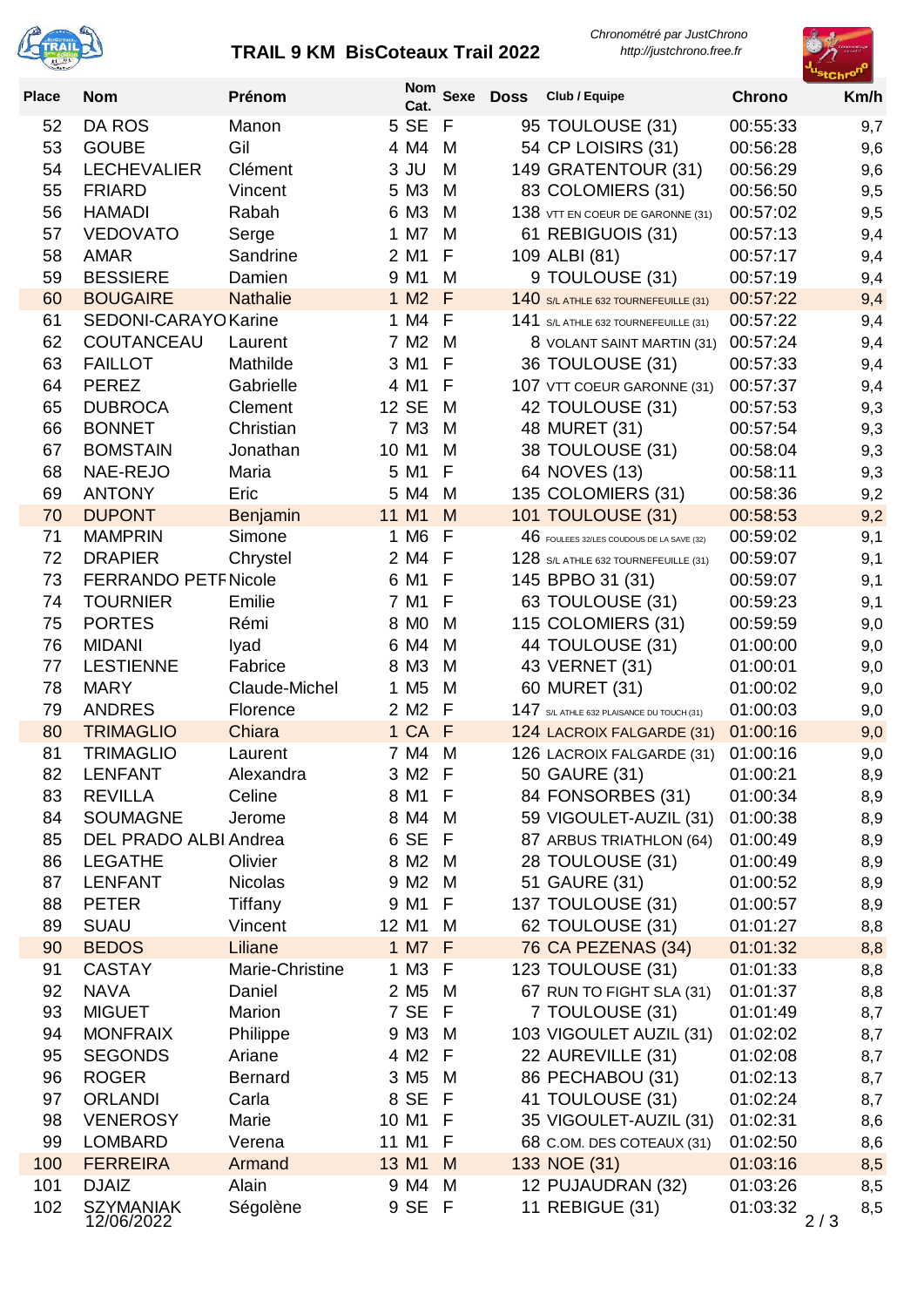# TRAIL 9 KM BisCoteaux Trail 2022

*Chronométré par JustChrono*
*http://justchrono.free.fr*

| Place | Nom | Prénom | Nom Cat. | Sexe | Doss | Club / Equipe | Chrono | Km/h |
|---|---|---|---|---|---|---|---|---|
| 52 | DA ROS | Manon | 5 SE | F | 95 | TOULOUSE (31) | 00:55:33 | 9,7 |
| 53 | GOUBE | Gil | 4 M4 | M | 54 | CP LOISIRS (31) | 00:56:28 | 9,6 |
| 54 | LECHEVALIER | Clément | 3 JU | M | 149 | GRATENTOUR (31) | 00:56:29 | 9,6 |
| 55 | FRIARD | Vincent | 5 M3 | M | 83 | COLOMIERS (31) | 00:56:50 | 9,5 |
| 56 | HAMADI | Rabah | 6 M3 | M | 138 | VTT EN COEUR DE GARONNE (31) | 00:57:02 | 9,5 |
| 57 | VEDOVATO | Serge | 1 M7 | M | 61 | REBIGUOIS (31) | 00:57:13 | 9,4 |
| 58 | AMAR | Sandrine | 2 M1 | F | 109 | ALBI (81) | 00:57:17 | 9,4 |
| 59 | BESSIERE | Damien | 9 M1 | M | 9 | TOULOUSE (31) | 00:57:19 | 9,4 |
| 60 | BOUGAIRE | Nathalie | 1 M2 | F | 140 | S/L ATHLE 632 TOURNEFEUILLE (31) | 00:57:22 | 9,4 |
| 61 | SEDONI-CARAYO | Karine | 1 M4 | F | 141 | S/L ATHLE 632 TOURNEFEUILLE (31) | 00:57:22 | 9,4 |
| 62 | COUTANCEAU | Laurent | 7 M2 | M | 8 | VOLANT SAINT MARTIN (31) | 00:57:24 | 9,4 |
| 63 | FAILLOT | Mathilde | 3 M1 | F | 36 | TOULOUSE (31) | 00:57:33 | 9,4 |
| 64 | PEREZ | Gabrielle | 4 M1 | F | 107 | VTT COEUR GARONNE (31) | 00:57:37 | 9,4 |
| 65 | DUBROCA | Clement | 12 SE | M | 42 | TOULOUSE (31) | 00:57:53 | 9,3 |
| 66 | BONNET | Christian | 7 M3 | M | 48 | MURET (31) | 00:57:54 | 9,3 |
| 67 | BOMSTAIN | Jonathan | 10 M1 | M | 38 | TOULOUSE (31) | 00:58:04 | 9,3 |
| 68 | NAE-REJO | Maria | 5 M1 | F | 64 | NOVES (13) | 00:58:11 | 9,3 |
| 69 | ANTONY | Eric | 5 M4 | M | 135 | COLOMIERS (31) | 00:58:36 | 9,2 |
| 70 | DUPONT | Benjamin | 11 M1 | M | 101 | TOULOUSE (31) | 00:58:53 | 9,2 |
| 71 | MAMPRIN | Simone | 1 M6 | F | 46 | FOULEES 32/LES COUDOUS DE LA SAVE (32) | 00:59:02 | 9,1 |
| 72 | DRAPIER | Chrystel | 2 M4 | F | 128 | S/L ATHLE 632 TOURNEFEUILLE (31) | 00:59:07 | 9,1 |
| 73 | FERRANDO PETF | Nicole | 6 M1 | F | 145 | BPBO 31 (31) | 00:59:07 | 9,1 |
| 74 | TOURNIER | Emilie | 7 M1 | F | 63 | TOULOUSE (31) | 00:59:23 | 9,1 |
| 75 | PORTES | Rémi | 8 M0 | M | 115 | COLOMIERS (31) | 00:59:59 | 9,0 |
| 76 | MIDANI | Iyad | 6 M4 | M | 44 | TOULOUSE (31) | 01:00:00 | 9,0 |
| 77 | LESTIENNE | Fabrice | 8 M3 | M | 43 | VERNET (31) | 01:00:01 | 9,0 |
| 78 | MARY | Claude-Michel | 1 M5 | M | 60 | MURET (31) | 01:00:02 | 9,0 |
| 79 | ANDRES | Florence | 2 M2 | F | 147 | S/L ATHLE 632 PLAISANCE DU TOUCH (31) | 01:00:03 | 9,0 |
| 80 | TRIMAGLIO | Chiara | 1 CA | F | 124 | LACROIX FALGARDE (31) | 01:00:16 | 9,0 |
| 81 | TRIMAGLIO | Laurent | 7 M4 | M | 126 | LACROIX FALGARDE (31) | 01:00:16 | 9,0 |
| 82 | LENFANT | Alexandra | 3 M2 | F | 50 | GAURE (31) | 01:00:21 | 8,9 |
| 83 | REVILLA | Celine | 8 M1 | F | 84 | FONSORBES (31) | 01:00:34 | 8,9 |
| 84 | SOUMAGNE | Jerome | 8 M4 | M | 59 | VIGOULET-AUZIL (31) | 01:00:38 | 8,9 |
| 85 | DEL PRADO ALBI | Andrea | 6 SE | F | 87 | ARBUS TRIATHLON (64) | 01:00:49 | 8,9 |
| 86 | LEGATHE | Olivier | 8 M2 | M | 28 | TOULOUSE (31) | 01:00:49 | 8,9 |
| 87 | LENFANT | Nicolas | 9 M2 | M | 51 | GAURE (31) | 01:00:52 | 8,9 |
| 88 | PETER | Tiffany | 9 M1 | F | 137 | TOULOUSE (31) | 01:00:57 | 8,9 |
| 89 | SUAU | Vincent | 12 M1 | M | 62 | TOULOUSE (31) | 01:01:27 | 8,8 |
| 90 | BEDOS | Liliane | 1 M7 | F | 76 | CA PEZENAS (34) | 01:01:32 | 8,8 |
| 91 | CASTAY | Marie-Christine | 1 M3 | F | 123 | TOULOUSE (31) | 01:01:33 | 8,8 |
| 92 | NAVA | Daniel | 2 M5 | M | 67 | RUN TO FIGHT SLA (31) | 01:01:37 | 8,8 |
| 93 | MIGUET | Marion | 7 SE | F | 7 | TOULOUSE (31) | 01:01:49 | 8,7 |
| 94 | MONFRAIX | Philippe | 9 M3 | M | 103 | VIGOULET AUZIL (31) | 01:02:02 | 8,7 |
| 95 | SEGONDS | Ariane | 4 M2 | F | 22 | AUREVILLE (31) | 01:02:08 | 8,7 |
| 96 | ROGER | Bernard | 3 M5 | M | 86 | PECHABOU (31) | 01:02:13 | 8,7 |
| 97 | ORLANDI | Carla | 8 SE | F | 41 | TOULOUSE (31) | 01:02:24 | 8,7 |
| 98 | VENEROSY | Marie | 10 M1 | F | 35 | VIGOULET-AUZIL (31) | 01:02:31 | 8,6 |
| 99 | LOMBARD | Verena | 11 M1 | F | 68 | C.OM. DES COTEAUX (31) | 01:02:50 | 8,6 |
| 100 | FERREIRA | Armand | 13 M1 | M | 133 | NOE (31) | 01:03:16 | 8,5 |
| 101 | DJAIZ | Alain | 9 M4 | M | 12 | PUJAUDRAN (32) | 01:03:26 | 8,5 |
| 102 | SZYMANIAK | Ségolène | 9 SE | F | 11 | REBIGUE (31) | 01:03:32 | 8,5 |

12/06/2022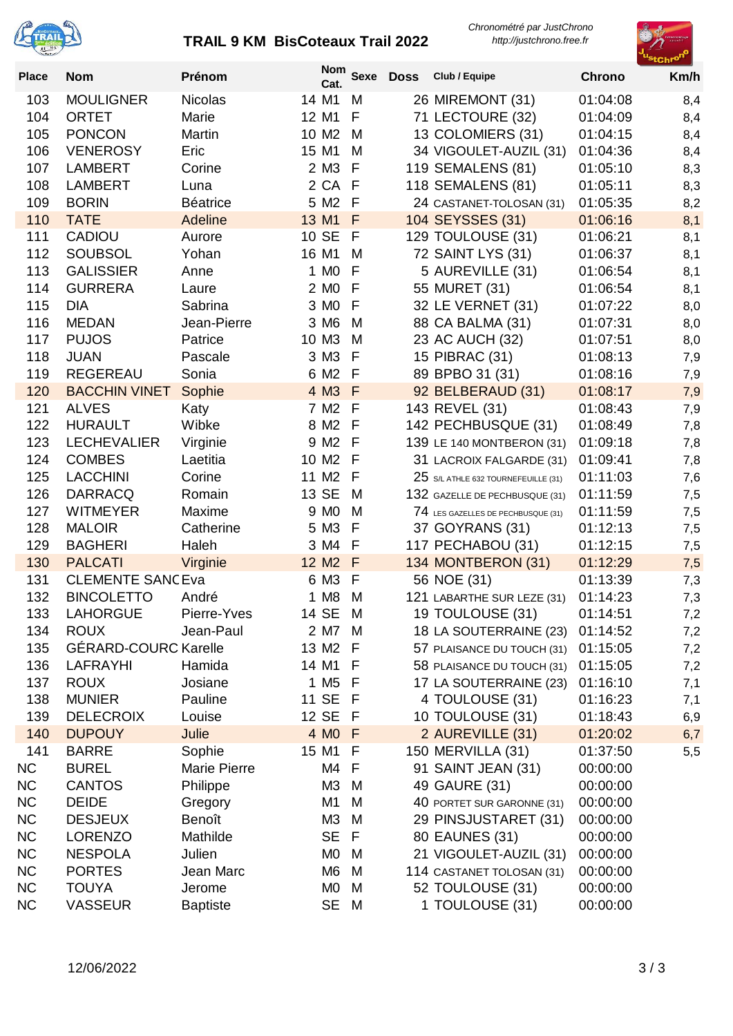## TRAIL 9 KM BisCoteaux Trail 2022

*Chronométré par JustChrono*
*http://justchrono.free.fr*

| Place | Nom | Prénom | Nom Cat. | Sexe | Doss | Club / Equipe | Chrono | Km/h |
|---|---|---|---|---|---|---|---|---|
| 103 | MOULIGNER | Nicolas | 14 M1 | M | 26 | MIREMONT (31) | 01:04:08 | 8,4 |
| 104 | ORTET | Marie | 12 M1 | F | 71 | LECTOURE (32) | 01:04:09 | 8,4 |
| 105 | PONCON | Martin | 10 M2 | M | 13 | COLOMIERS (31) | 01:04:15 | 8,4 |
| 106 | VENEROSY | Eric | 15 M1 | M | 34 | VIGOULET-AUZIL (31) | 01:04:36 | 8,4 |
| 107 | LAMBERT | Corine | 2 M3 | F | 119 | SEMALENS (81) | 01:05:10 | 8,3 |
| 108 | LAMBERT | Luna | 2 CA | F | 118 | SEMALENS (81) | 01:05:11 | 8,3 |
| 109 | BORIN | Béatrice | 5 M2 | F | 24 | CASTANET-TOLOSAN (31) | 01:05:35 | 8,2 |
| 110 | TATE | Adeline | 13 M1 | F | 104 | SEYSSES (31) | 01:06:16 | 8,1 |
| 111 | CADIOU | Aurore | 10 SE | F | 129 | TOULOUSE (31) | 01:06:21 | 8,1 |
| 112 | SOUBSOL | Yohan | 16 M1 | M | 72 | SAINT LYS (31) | 01:06:37 | 8,1 |
| 113 | GALISSIER | Anne | 1 M0 | F | 5 | AUREVILLE (31) | 01:06:54 | 8,1 |
| 114 | GURRERA | Laure | 2 M0 | F | 55 | MURET (31) | 01:06:54 | 8,1 |
| 115 | DIA | Sabrina | 3 M0 | F | 32 | LE VERNET (31) | 01:07:22 | 8,0 |
| 116 | MEDAN | Jean-Pierre | 3 M6 | M | 88 | CA BALMA (31) | 01:07:31 | 8,0 |
| 117 | PUJOS | Patrice | 10 M3 | M | 23 | AC AUCH (32) | 01:07:51 | 8,0 |
| 118 | JUAN | Pascale | 3 M3 | F | 15 | PIBRAC (31) | 01:08:13 | 7,9 |
| 119 | REGEREAU | Sonia | 6 M2 | F | 89 | BPBO 31 (31) | 01:08:16 | 7,9 |
| 120 | BACCHIN VINET | Sophie | 4 M3 | F | 92 | BELBERAUD (31) | 01:08:17 | 7,9 |
| 121 | ALVES | Katy | 7 M2 | F | 143 | REVEL (31) | 01:08:43 | 7,9 |
| 122 | HURAULT | Wibke | 8 M2 | F | 142 | PECHBUSQUE (31) | 01:08:49 | 7,8 |
| 123 | LECHEVALIER | Virginie | 9 M2 | F | 139 | LE 140 MONTBERON (31) | 01:09:18 | 7,8 |
| 124 | COMBES | Laetitia | 10 M2 | F | 31 | LACROIX FALGARDE (31) | 01:09:41 | 7,8 |
| 125 | LACCHINI | Corine | 11 M2 | F | 25 | S/L ATHLE 632 TOURNEFEUILLE (31) | 01:11:03 | 7,6 |
| 126 | DARRACQ | Romain | 13 SE | M | 132 | GAZELLE DE PECHBUSQUE (31) | 01:11:59 | 7,5 |
| 127 | WITMEYER | Maxime | 9 M0 | M | 74 | LES GAZELLES DE PECHBUSQUE (31) | 01:11:59 | 7,5 |
| 128 | MALOIR | Catherine | 5 M3 | F | 37 | GOYRANS (31) | 01:12:13 | 7,5 |
| 129 | BAGHERI | Haleh | 3 M4 | F | 117 | PECHABOU (31) | 01:12:15 | 7,5 |
| 130 | PALCATI | Virginie | 12 M2 | F | 134 | MONTBERON (31) | 01:12:29 | 7,5 |
| 131 | CLEMENTE SANC | Eva | 6 M3 | F | 56 | NOE (31) | 01:13:39 | 7,3 |
| 132 | BINCOLETTO | André | 1 M8 | M | 121 | LABARTHE SUR LEZE (31) | 01:14:23 | 7,3 |
| 133 | LAHORGUE | Pierre-Yves | 14 SE | M | 19 | TOULOUSE (31) | 01:14:51 | 7,2 |
| 134 | ROUX | Jean-Paul | 2 M7 | M | 18 | LA SOUTERRAINE (23) | 01:14:52 | 7,2 |
| 135 | GÉRARD-COURC | Karelle | 13 M2 | F | 57 | PLAISANCE DU TOUCH (31) | 01:15:05 | 7,2 |
| 136 | LAFRAYHI | Hamida | 14 M1 | F | 58 | PLAISANCE DU TOUCH (31) | 01:15:05 | 7,2 |
| 137 | ROUX | Josiane | 1 M5 | F | 17 | LA SOUTERRAINE (23) | 01:16:10 | 7,1 |
| 138 | MUNIER | Pauline | 11 SE | F | 4 | TOULOUSE (31) | 01:16:23 | 7,1 |
| 139 | DELECROIX | Louise | 12 SE | F | 10 | TOULOUSE (31) | 01:18:43 | 6,9 |
| 140 | DUPOUY | Julie | 4 M0 | F | 2 | AUREVILLE (31) | 01:20:02 | 6,7 |
| 141 | BARRE | Sophie | 15 M1 | F | 150 | MERVILLA (31) | 01:37:50 | 5,5 |
| NC | BUREL | Marie Pierre | M4 | F | 91 | SAINT JEAN (31) | 00:00:00 | |
| NC | CANTOS | Philippe | M3 | M | 49 | GAURE (31) | 00:00:00 | |
| NC | DEIDE | Gregory | M1 | M | 40 | PORTET SUR GARONNE (31) | 00:00:00 | |
| NC | DESJEUX | Benoît | M3 | M | 29 | PINSJUSTARET (31) | 00:00:00 | |
| NC | LORENZO | Mathilde | SE | F | 80 | EAUNES (31) | 00:00:00 | |
| NC | NESPOLA | Julien | M0 | M | 21 | VIGOULET-AUZIL (31) | 00:00:00 | |
| NC | PORTES | Jean Marc | M6 | M | 114 | CASTANET TOLOSAN (31) | 00:00:00 | |
| NC | TOUYA | Jerome | M0 | M | 52 | TOULOUSE (31) | 00:00:00 | |
| NC | VASSEUR | Baptiste | SE | M | 1 | TOULOUSE (31) | 00:00:00 | |

12/06/2022